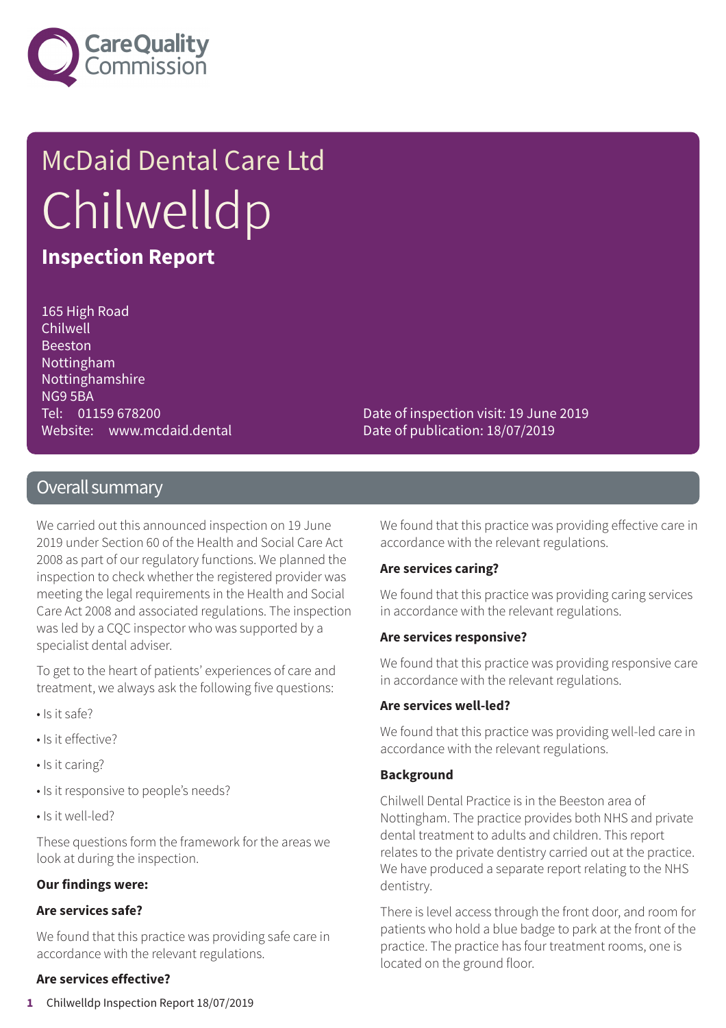# McDaid Dental Care Ltd

# Chilwelldp

## Inspection Report

165 High Road
Chilwell
Beeston
Nottingham
Nottinghamshire
NG9 5BA
Tel: 01159 678200
Website: www.mcdaid.dental

Date of inspection visit: 19 June 2019
Date of publication: 18/07/2019

## Overall summary

We carried out this announced inspection on 19 June 2019 under Section 60 of the Health and Social Care Act 2008 as part of our regulatory functions. We planned the inspection to check whether the registered provider was meeting the legal requirements in the Health and Social Care Act 2008 and associated regulations. The inspection was led by a CQC inspector who was supported by a specialist dental adviser.

To get to the heart of patients' experiences of care and treatment, we always ask the following five questions:

- Is it safe?
- Is it effective?
- Is it caring?
- Is it responsive to people's needs?
- Is it well-led?

These questions form the framework for the areas we look at during the inspection.

**Our findings were:**

**Are services safe?**

We found that this practice was providing safe care in accordance with the relevant regulations.

**Are services effective?**

We found that this practice was providing effective care in accordance with the relevant regulations.

**Are services caring?**

We found that this practice was providing caring services in accordance with the relevant regulations.

**Are services responsive?**

We found that this practice was providing responsive care in accordance with the relevant regulations.

**Are services well-led?**

We found that this practice was providing well-led care in accordance with the relevant regulations.

**Background**

Chilwell Dental Practice is in the Beeston area of Nottingham. The practice provides both NHS and private dental treatment to adults and children. This report relates to the private dentistry carried out at the practice. We have produced a separate report relating to the NHS dentistry.

There is level access through the front door, and room for patients who hold a blue badge to park at the front of the practice. The practice has four treatment rooms, one is located on the ground floor.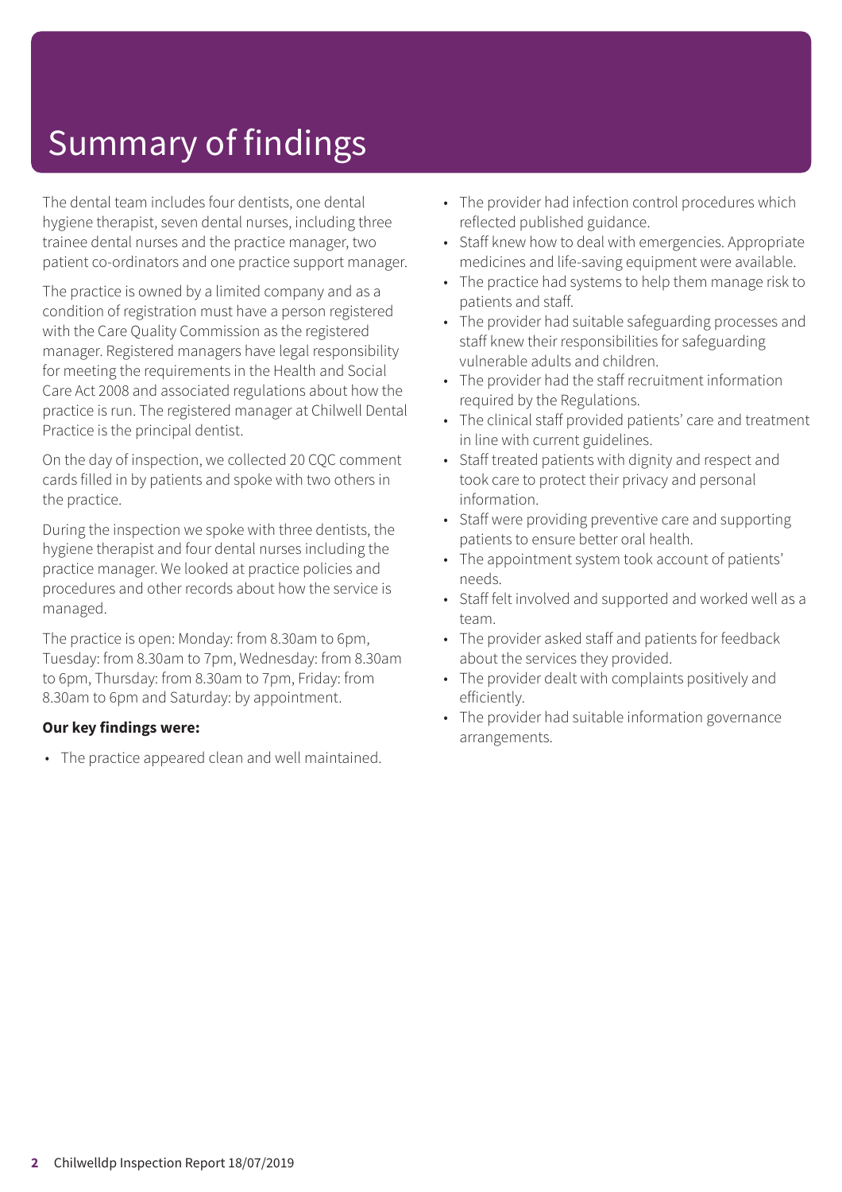# Summary of findings

The dental team includes four dentists, one dental hygiene therapist, seven dental nurses, including three trainee dental nurses and the practice manager, two patient co-ordinators and one practice support manager.

The practice is owned by a limited company and as a condition of registration must have a person registered with the Care Quality Commission as the registered manager. Registered managers have legal responsibility for meeting the requirements in the Health and Social Care Act 2008 and associated regulations about how the practice is run. The registered manager at Chilwell Dental Practice is the principal dentist.

On the day of inspection, we collected 20 CQC comment cards filled in by patients and spoke with two others in the practice.

During the inspection we spoke with three dentists, the hygiene therapist and four dental nurses including the practice manager. We looked at practice policies and procedures and other records about how the service is managed.

The practice is open: Monday: from 8.30am to 6pm, Tuesday: from 8.30am to 7pm, Wednesday: from 8.30am to 6pm, Thursday: from 8.30am to 7pm, Friday: from 8.30am to 6pm and Saturday: by appointment.

**Our key findings were:**

- The practice appeared clean and well maintained.
- The provider had infection control procedures which reflected published guidance.
- Staff knew how to deal with emergencies. Appropriate medicines and life-saving equipment were available.
- The practice had systems to help them manage risk to patients and staff.
- The provider had suitable safeguarding processes and staff knew their responsibilities for safeguarding vulnerable adults and children.
- The provider had the staff recruitment information required by the Regulations.
- The clinical staff provided patients' care and treatment in line with current guidelines.
- Staff treated patients with dignity and respect and took care to protect their privacy and personal information.
- Staff were providing preventive care and supporting patients to ensure better oral health.
- The appointment system took account of patients' needs.
- Staff felt involved and supported and worked well as a team.
- The provider asked staff and patients for feedback about the services they provided.
- The provider dealt with complaints positively and efficiently.
- The provider had suitable information governance arrangements.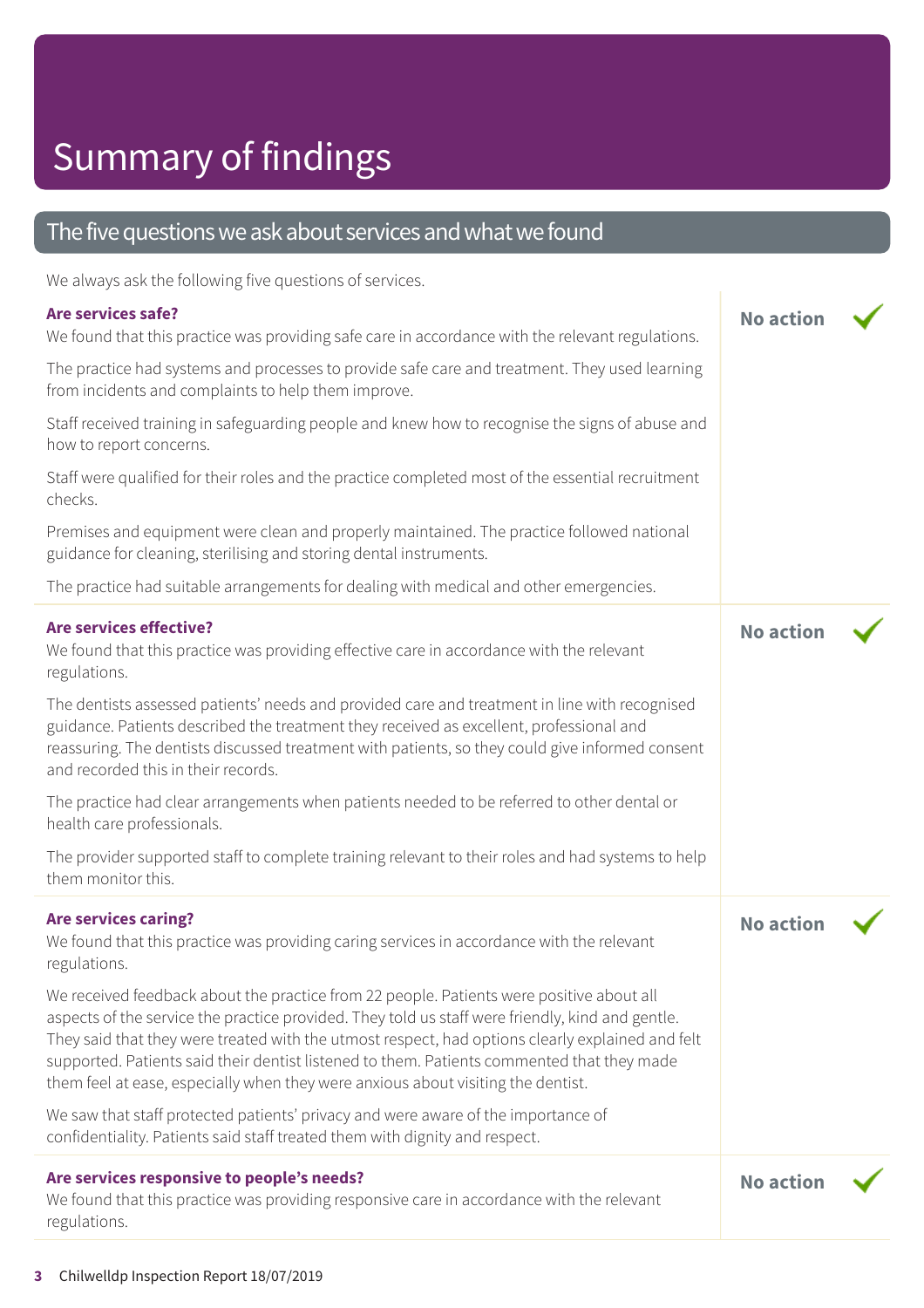# Summary of findings

## The five questions we ask about services and what we found

We always ask the following five questions of services.

### Are services safe?

**No action** ✓

We found that this practice was providing safe care in accordance with the relevant regulations.

The practice had systems and processes to provide safe care and treatment. They used learning from incidents and complaints to help them improve.

Staff received training in safeguarding people and knew how to recognise the signs of abuse and how to report concerns.

Staff were qualified for their roles and the practice completed most of the essential recruitment checks.

Premises and equipment were clean and properly maintained. The practice followed national guidance for cleaning, sterilising and storing dental instruments.

The practice had suitable arrangements for dealing with medical and other emergencies.

### Are services effective?

**No action** ✓

We found that this practice was providing effective care in accordance with the relevant regulations.

The dentists assessed patients' needs and provided care and treatment in line with recognised guidance. Patients described the treatment they received as excellent, professional and reassuring. The dentists discussed treatment with patients, so they could give informed consent and recorded this in their records.

The practice had clear arrangements when patients needed to be referred to other dental or health care professionals.

The provider supported staff to complete training relevant to their roles and had systems to help them monitor this.

### Are services caring?

**No action** ✓

We found that this practice was providing caring services in accordance with the relevant regulations.

We received feedback about the practice from 22 people. Patients were positive about all aspects of the service the practice provided. They told us staff were friendly, kind and gentle. They said that they were treated with the utmost respect, had options clearly explained and felt supported. Patients said their dentist listened to them. Patients commented that they made them feel at ease, especially when they were anxious about visiting the dentist.

We saw that staff protected patients' privacy and were aware of the importance of confidentiality. Patients said staff treated them with dignity and respect.

### Are services responsive to people's needs?

**No action** ✓

We found that this practice was providing responsive care in accordance with the relevant regulations.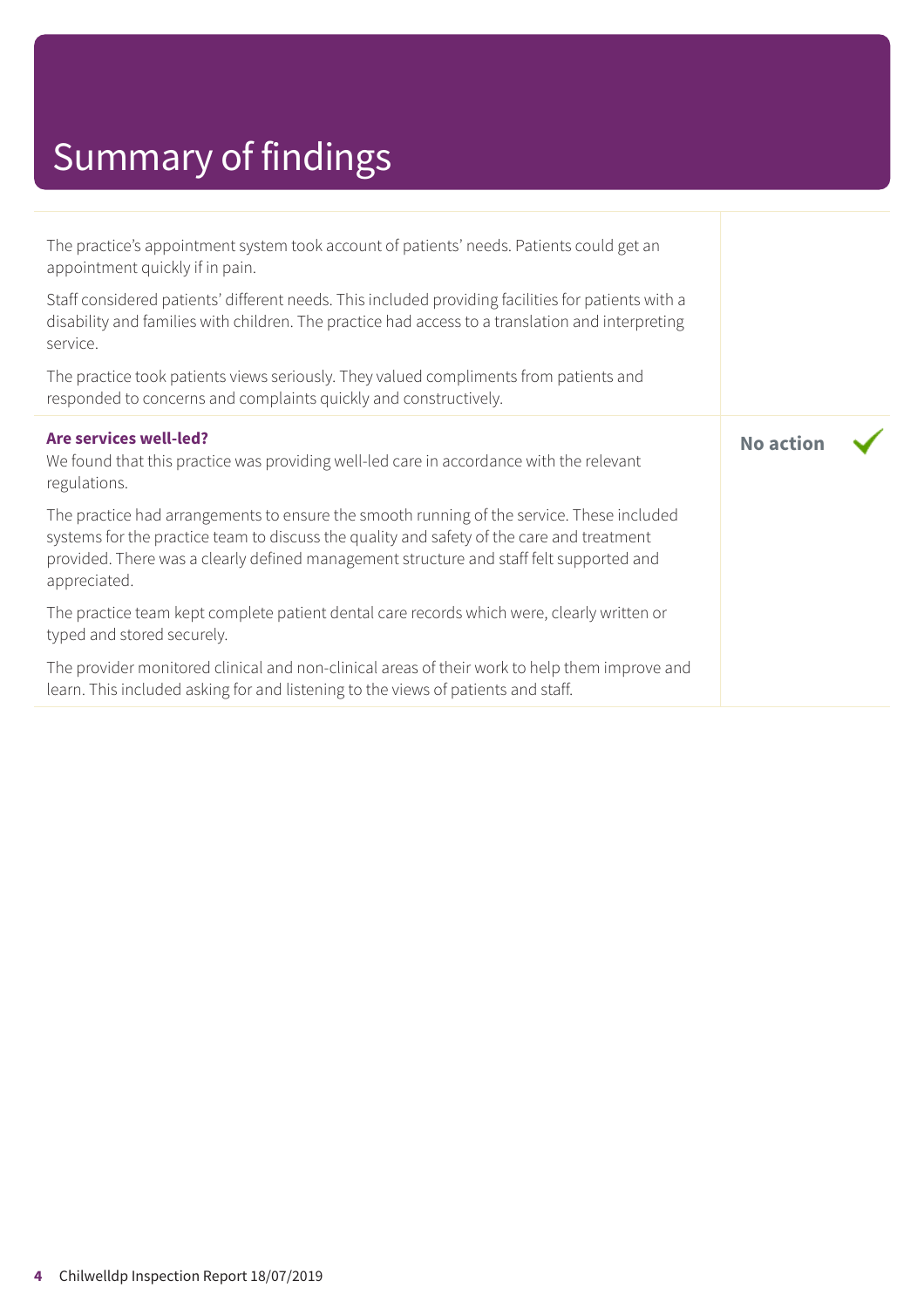# Summary of findings

The practice's appointment system took account of patients' needs. Patients could get an appointment quickly if in pain.

Staff considered patients' different needs. This included providing facilities for patients with a disability and families with children. The practice had access to a translation and interpreting service.

The practice took patients views seriously. They valued compliments from patients and responded to concerns and complaints quickly and constructively.

**Are services well-led?**

**No action** ✓

We found that this practice was providing well-led care in accordance with the relevant regulations.

The practice had arrangements to ensure the smooth running of the service. These included systems for the practice team to discuss the quality and safety of the care and treatment provided. There was a clearly defined management structure and staff felt supported and appreciated.

The practice team kept complete patient dental care records which were, clearly written or typed and stored securely.

The provider monitored clinical and non-clinical areas of their work to help them improve and learn. This included asking for and listening to the views of patients and staff.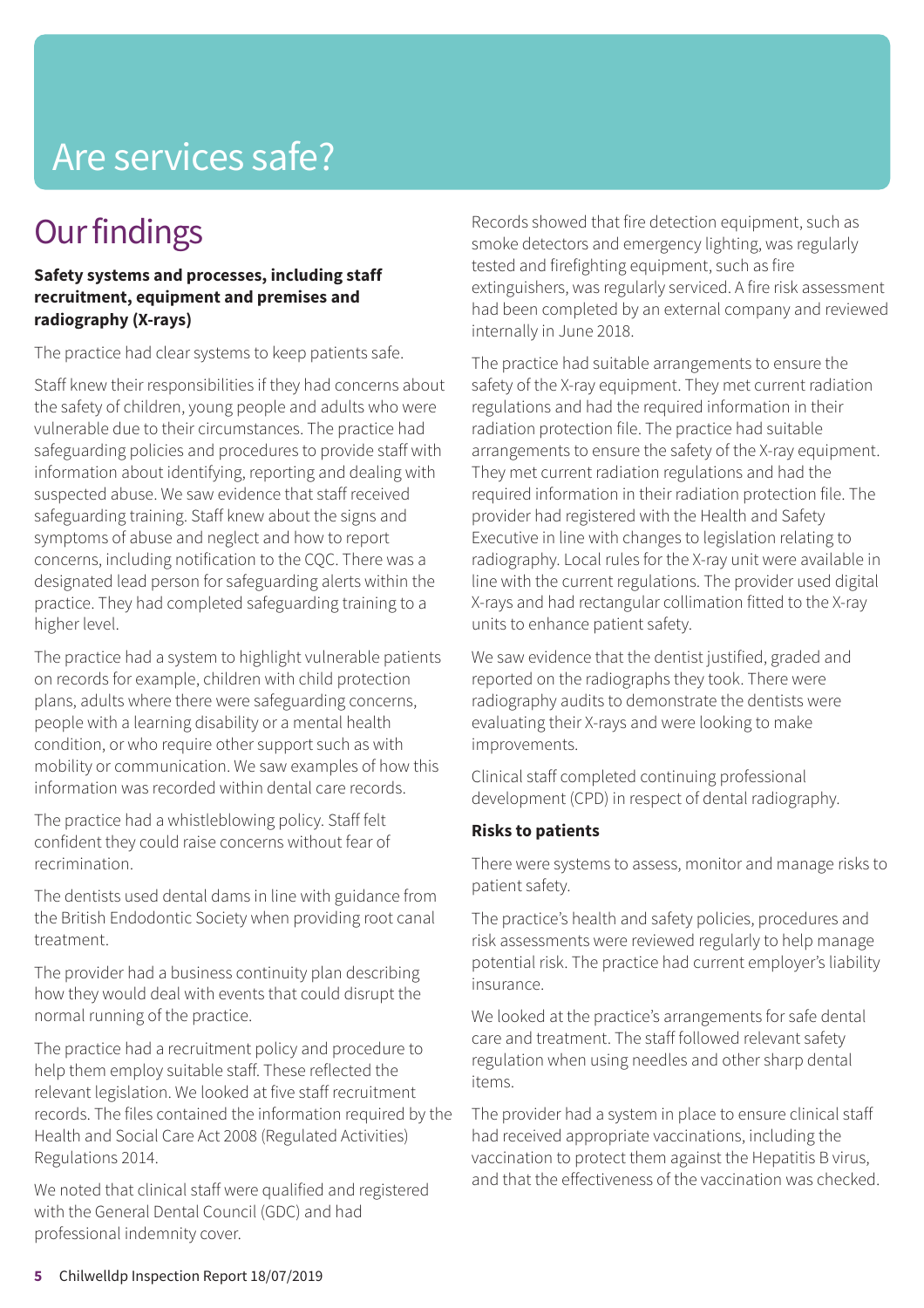# Are services safe?

## Our findings

**Safety systems and processes, including staff recruitment, equipment and premises and radiography (X-rays)**

The practice had clear systems to keep patients safe.

Staff knew their responsibilities if they had concerns about the safety of children, young people and adults who were vulnerable due to their circumstances. The practice had safeguarding policies and procedures to provide staff with information about identifying, reporting and dealing with suspected abuse. We saw evidence that staff received safeguarding training. Staff knew about the signs and symptoms of abuse and neglect and how to report concerns, including notification to the CQC. There was a designated lead person for safeguarding alerts within the practice. They had completed safeguarding training to a higher level.

The practice had a system to highlight vulnerable patients on records for example, children with child protection plans, adults where there were safeguarding concerns, people with a learning disability or a mental health condition, or who require other support such as with mobility or communication. We saw examples of how this information was recorded within dental care records.

The practice had a whistleblowing policy. Staff felt confident they could raise concerns without fear of recrimination.

The dentists used dental dams in line with guidance from the British Endodontic Society when providing root canal treatment.

The provider had a business continuity plan describing how they would deal with events that could disrupt the normal running of the practice.

The practice had a recruitment policy and procedure to help them employ suitable staff. These reflected the relevant legislation. We looked at five staff recruitment records. The files contained the information required by the Health and Social Care Act 2008 (Regulated Activities) Regulations 2014.

We noted that clinical staff were qualified and registered with the General Dental Council (GDC) and had professional indemnity cover.

Records showed that fire detection equipment, such as smoke detectors and emergency lighting, was regularly tested and firefighting equipment, such as fire extinguishers, was regularly serviced. A fire risk assessment had been completed by an external company and reviewed internally in June 2018.

The practice had suitable arrangements to ensure the safety of the X-ray equipment. They met current radiation regulations and had the required information in their radiation protection file. The practice had suitable arrangements to ensure the safety of the X-ray equipment. They met current radiation regulations and had the required information in their radiation protection file. The provider had registered with the Health and Safety Executive in line with changes to legislation relating to radiography. Local rules for the X-ray unit were available in line with the current regulations. The provider used digital X-rays and had rectangular collimation fitted to the X-ray units to enhance patient safety.

We saw evidence that the dentist justified, graded and reported on the radiographs they took. There were radiography audits to demonstrate the dentists were evaluating their X-rays and were looking to make improvements.

Clinical staff completed continuing professional development (CPD) in respect of dental radiography.

**Risks to patients**

There were systems to assess, monitor and manage risks to patient safety.

The practice's health and safety policies, procedures and risk assessments were reviewed regularly to help manage potential risk. The practice had current employer's liability insurance.

We looked at the practice's arrangements for safe dental care and treatment. The staff followed relevant safety regulation when using needles and other sharp dental items.

The provider had a system in place to ensure clinical staff had received appropriate vaccinations, including the vaccination to protect them against the Hepatitis B virus, and that the effectiveness of the vaccination was checked.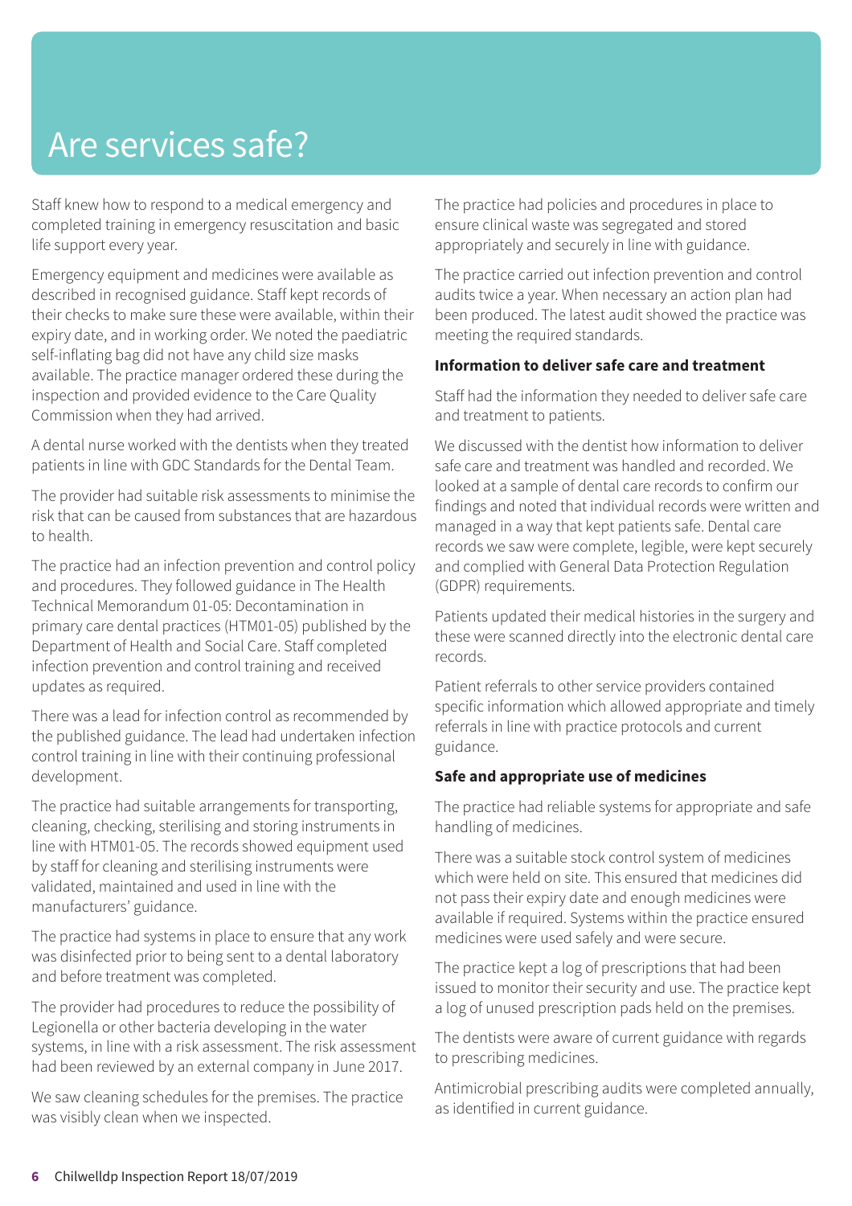# Are services safe?

Staff knew how to respond to a medical emergency and completed training in emergency resuscitation and basic life support every year.

Emergency equipment and medicines were available as described in recognised guidance. Staff kept records of their checks to make sure these were available, within their expiry date, and in working order. We noted the paediatric self-inflating bag did not have any child size masks available. The practice manager ordered these during the inspection and provided evidence to the Care Quality Commission when they had arrived.

A dental nurse worked with the dentists when they treated patients in line with GDC Standards for the Dental Team.

The provider had suitable risk assessments to minimise the risk that can be caused from substances that are hazardous to health.

The practice had an infection prevention and control policy and procedures. They followed guidance in The Health Technical Memorandum 01-05: Decontamination in primary care dental practices (HTM01-05) published by the Department of Health and Social Care. Staff completed infection prevention and control training and received updates as required.

There was a lead for infection control as recommended by the published guidance. The lead had undertaken infection control training in line with their continuing professional development.

The practice had suitable arrangements for transporting, cleaning, checking, sterilising and storing instruments in line with HTM01-05. The records showed equipment used by staff for cleaning and sterilising instruments were validated, maintained and used in line with the manufacturers' guidance.

The practice had systems in place to ensure that any work was disinfected prior to being sent to a dental laboratory and before treatment was completed.

The provider had procedures to reduce the possibility of Legionella or other bacteria developing in the water systems, in line with a risk assessment. The risk assessment had been reviewed by an external company in June 2017.

We saw cleaning schedules for the premises. The practice was visibly clean when we inspected.

The practice had policies and procedures in place to ensure clinical waste was segregated and stored appropriately and securely in line with guidance.

The practice carried out infection prevention and control audits twice a year. When necessary an action plan had been produced. The latest audit showed the practice was meeting the required standards.

**Information to deliver safe care and treatment**

Staff had the information they needed to deliver safe care and treatment to patients.

We discussed with the dentist how information to deliver safe care and treatment was handled and recorded. We looked at a sample of dental care records to confirm our findings and noted that individual records were written and managed in a way that kept patients safe. Dental care records we saw were complete, legible, were kept securely and complied with General Data Protection Regulation (GDPR) requirements.

Patients updated their medical histories in the surgery and these were scanned directly into the electronic dental care records.

Patient referrals to other service providers contained specific information which allowed appropriate and timely referrals in line with practice protocols and current guidance.

**Safe and appropriate use of medicines**

The practice had reliable systems for appropriate and safe handling of medicines.

There was a suitable stock control system of medicines which were held on site. This ensured that medicines did not pass their expiry date and enough medicines were available if required. Systems within the practice ensured medicines were used safely and were secure.

The practice kept a log of prescriptions that had been issued to monitor their security and use. The practice kept a log of unused prescription pads held on the premises.

The dentists were aware of current guidance with regards to prescribing medicines.

Antimicrobial prescribing audits were completed annually, as identified in current guidance.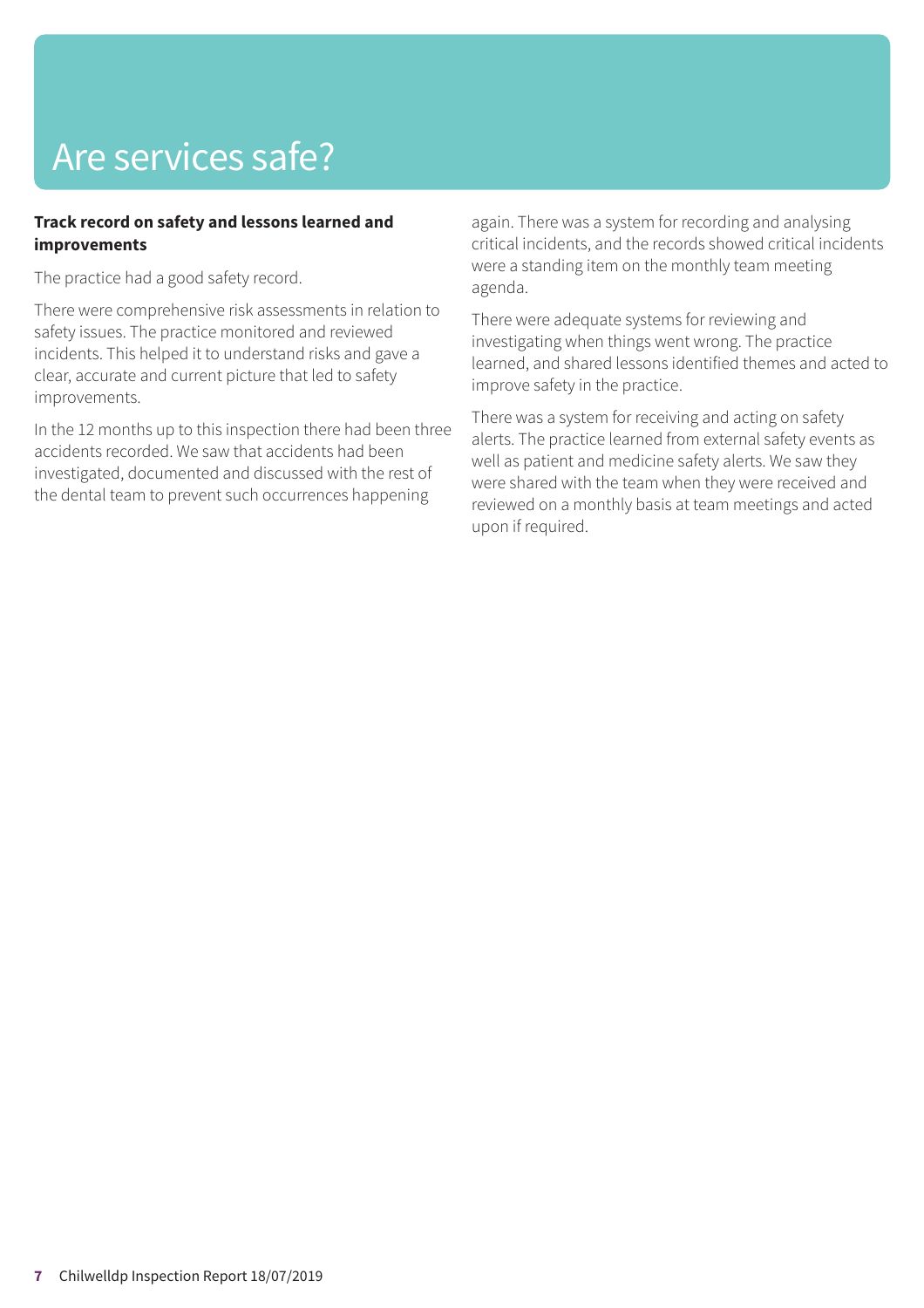# Are services safe?

**Track record on safety and lessons learned and improvements**

The practice had a good safety record.

There were comprehensive risk assessments in relation to safety issues. The practice monitored and reviewed incidents. This helped it to understand risks and gave a clear, accurate and current picture that led to safety improvements.

In the 12 months up to this inspection there had been three accidents recorded. We saw that accidents had been investigated, documented and discussed with the rest of the dental team to prevent such occurrences happening again. There was a system for recording and analysing critical incidents, and the records showed critical incidents were a standing item on the monthly team meeting agenda.

There were adequate systems for reviewing and investigating when things went wrong. The practice learned, and shared lessons identified themes and acted to improve safety in the practice.

There was a system for receiving and acting on safety alerts. The practice learned from external safety events as well as patient and medicine safety alerts. We saw they were shared with the team when they were received and reviewed on a monthly basis at team meetings and acted upon if required.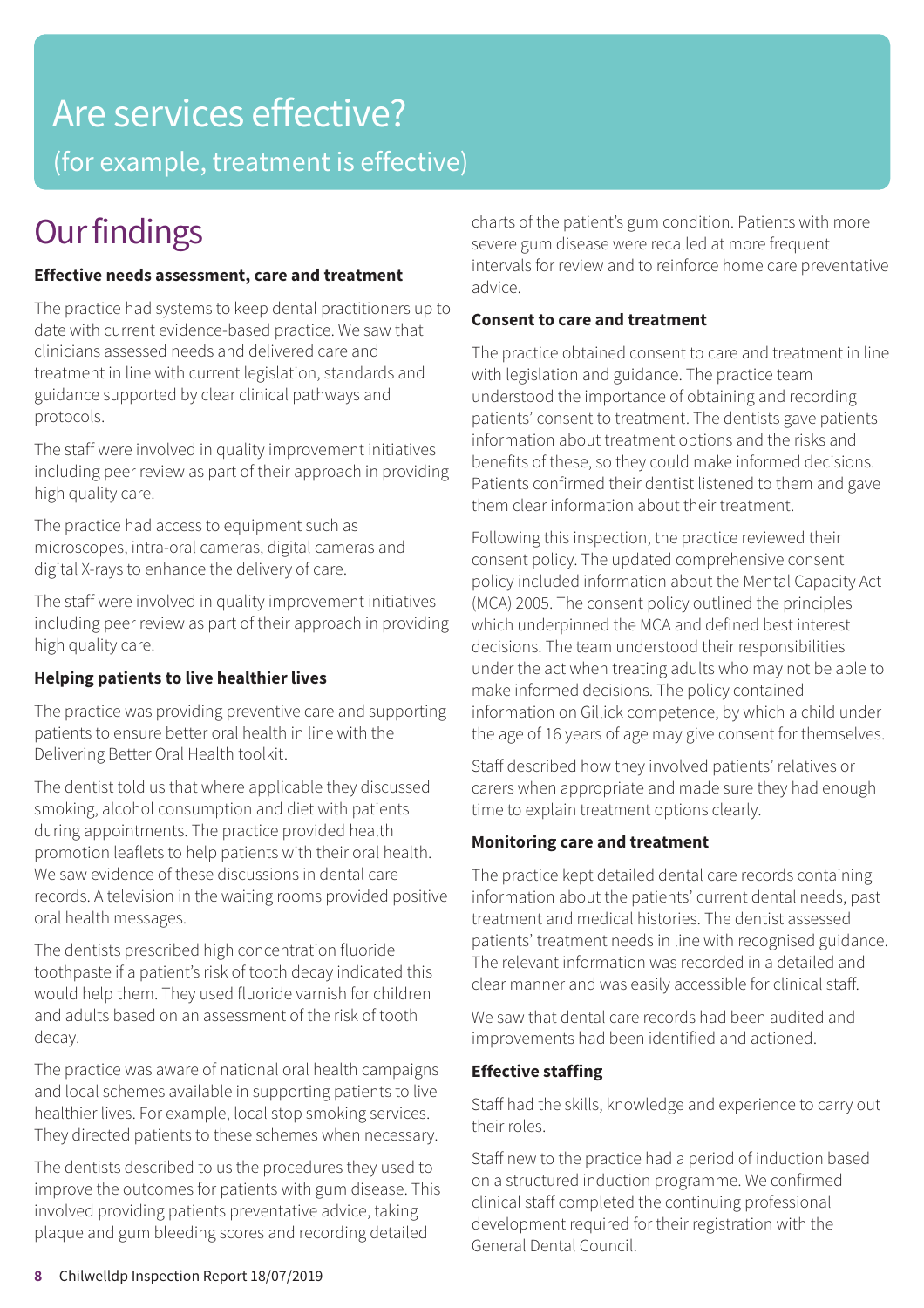# Are services effective?

(for example, treatment is effective)

## Our findings

**Effective needs assessment, care and treatment**

The practice had systems to keep dental practitioners up to date with current evidence-based practice. We saw that clinicians assessed needs and delivered care and treatment in line with current legislation, standards and guidance supported by clear clinical pathways and protocols.

The staff were involved in quality improvement initiatives including peer review as part of their approach in providing high quality care.

The practice had access to equipment such as microscopes, intra-oral cameras, digital cameras and digital X-rays to enhance the delivery of care.

The staff were involved in quality improvement initiatives including peer review as part of their approach in providing high quality care.

**Helping patients to live healthier lives**

The practice was providing preventive care and supporting patients to ensure better oral health in line with the Delivering Better Oral Health toolkit.

The dentist told us that where applicable they discussed smoking, alcohol consumption and diet with patients during appointments. The practice provided health promotion leaflets to help patients with their oral health. We saw evidence of these discussions in dental care records. A television in the waiting rooms provided positive oral health messages.

The dentists prescribed high concentration fluoride toothpaste if a patient's risk of tooth decay indicated this would help them. They used fluoride varnish for children and adults based on an assessment of the risk of tooth decay.

The practice was aware of national oral health campaigns and local schemes available in supporting patients to live healthier lives. For example, local stop smoking services. They directed patients to these schemes when necessary.

The dentists described to us the procedures they used to improve the outcomes for patients with gum disease. This involved providing patients preventative advice, taking plaque and gum bleeding scores and recording detailed charts of the patient's gum condition. Patients with more severe gum disease were recalled at more frequent intervals for review and to reinforce home care preventative advice.

**Consent to care and treatment**

The practice obtained consent to care and treatment in line with legislation and guidance. The practice team understood the importance of obtaining and recording patients' consent to treatment. The dentists gave patients information about treatment options and the risks and benefits of these, so they could make informed decisions. Patients confirmed their dentist listened to them and gave them clear information about their treatment.

Following this inspection, the practice reviewed their consent policy. The updated comprehensive consent policy included information about the Mental Capacity Act (MCA) 2005. The consent policy outlined the principles which underpinned the MCA and defined best interest decisions. The team understood their responsibilities under the act when treating adults who may not be able to make informed decisions. The policy contained information on Gillick competence, by which a child under the age of 16 years of age may give consent for themselves.

Staff described how they involved patients' relatives or carers when appropriate and made sure they had enough time to explain treatment options clearly.

**Monitoring care and treatment**

The practice kept detailed dental care records containing information about the patients' current dental needs, past treatment and medical histories. The dentist assessed patients' treatment needs in line with recognised guidance. The relevant information was recorded in a detailed and clear manner and was easily accessible for clinical staff.

We saw that dental care records had been audited and improvements had been identified and actioned.

**Effective staffing**

Staff had the skills, knowledge and experience to carry out their roles.

Staff new to the practice had a period of induction based on a structured induction programme. We confirmed clinical staff completed the continuing professional development required for their registration with the General Dental Council.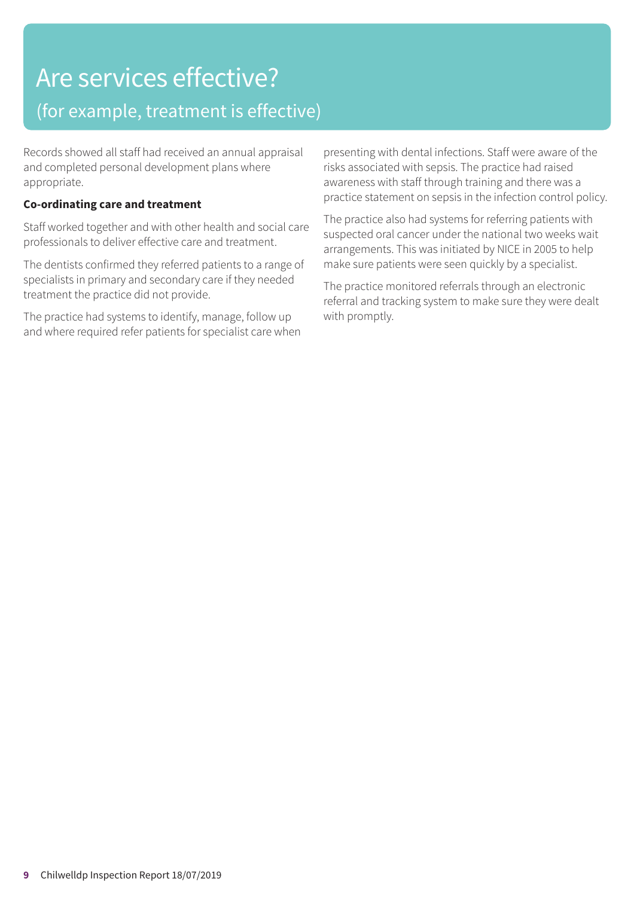# Are services effective?

## (for example, treatment is effective)

Records showed all staff had received an annual appraisal and completed personal development plans where appropriate.

**Co-ordinating care and treatment**

Staff worked together and with other health and social care professionals to deliver effective care and treatment.

The dentists confirmed they referred patients to a range of specialists in primary and secondary care if they needed treatment the practice did not provide.

The practice had systems to identify, manage, follow up and where required refer patients for specialist care when presenting with dental infections. Staff were aware of the risks associated with sepsis. The practice had raised awareness with staff through training and there was a practice statement on sepsis in the infection control policy.

The practice also had systems for referring patients with suspected oral cancer under the national two weeks wait arrangements. This was initiated by NICE in 2005 to help make sure patients were seen quickly by a specialist.

The practice monitored referrals through an electronic referral and tracking system to make sure they were dealt with promptly.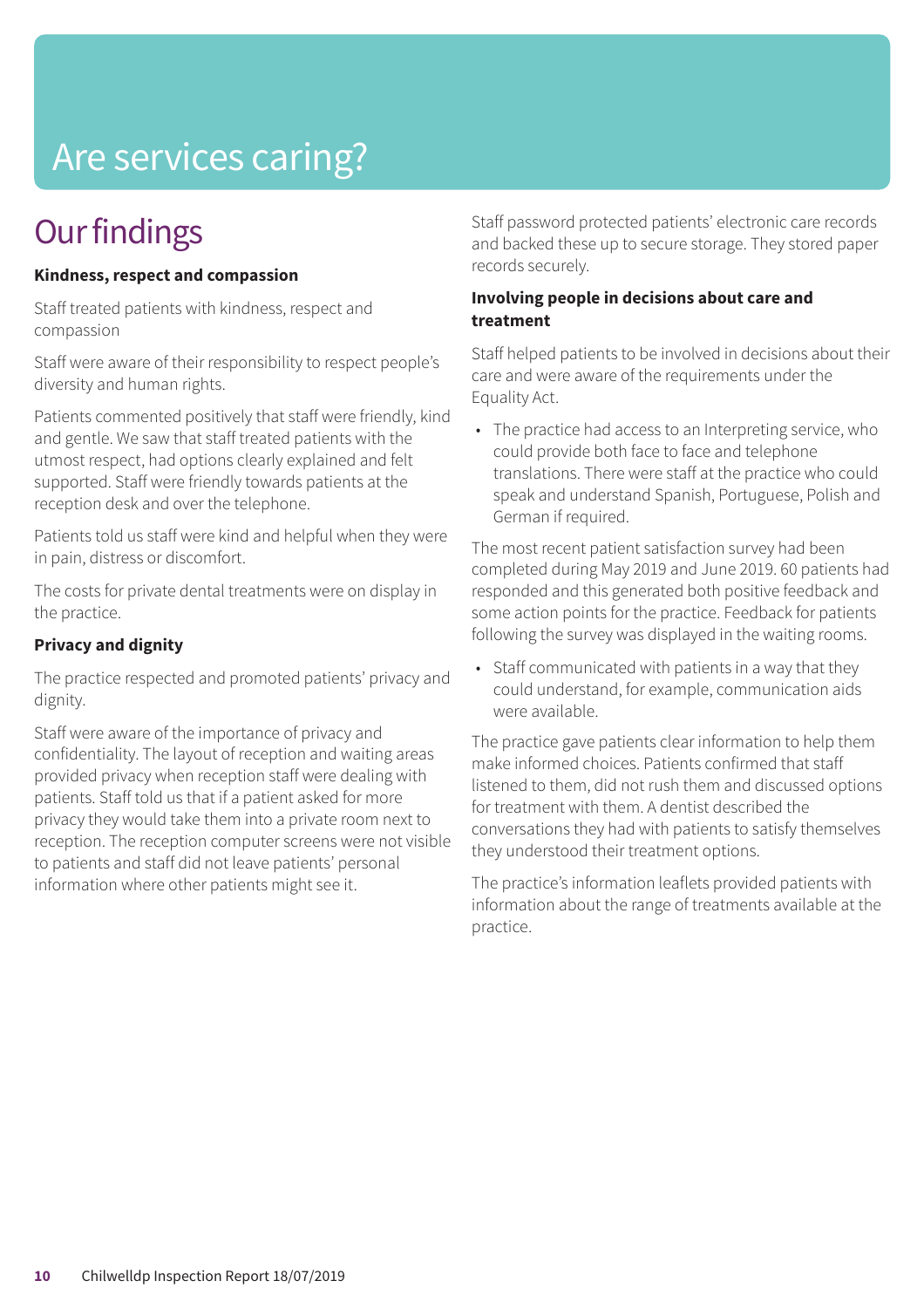# Are services caring?

## Our findings

**Kindness, respect and compassion**

Staff treated patients with kindness, respect and compassion

Staff were aware of their responsibility to respect people's diversity and human rights.

Patients commented positively that staff were friendly, kind and gentle. We saw that staff treated patients with the utmost respect, had options clearly explained and felt supported. Staff were friendly towards patients at the reception desk and over the telephone.

Patients told us staff were kind and helpful when they were in pain, distress or discomfort.

The costs for private dental treatments were on display in the practice.

**Privacy and dignity**

The practice respected and promoted patients' privacy and dignity.

Staff were aware of the importance of privacy and confidentiality. The layout of reception and waiting areas provided privacy when reception staff were dealing with patients. Staff told us that if a patient asked for more privacy they would take them into a private room next to reception. The reception computer screens were not visible to patients and staff did not leave patients' personal information where other patients might see it.

Staff password protected patients' electronic care records and backed these up to secure storage. They stored paper records securely.

**Involving people in decisions about care and treatment**

Staff helped patients to be involved in decisions about their care and were aware of the requirements under the Equality Act.

- The practice had access to an Interpreting service, who could provide both face to face and telephone translations. There were staff at the practice who could speak and understand Spanish, Portuguese, Polish and German if required.

The most recent patient satisfaction survey had been completed during May 2019 and June 2019. 60 patients had responded and this generated both positive feedback and some action points for the practice. Feedback for patients following the survey was displayed in the waiting rooms.

- Staff communicated with patients in a way that they could understand, for example, communication aids were available.

The practice gave patients clear information to help them make informed choices. Patients confirmed that staff listened to them, did not rush them and discussed options for treatment with them. A dentist described the conversations they had with patients to satisfy themselves they understood their treatment options.

The practice's information leaflets provided patients with information about the range of treatments available at the practice.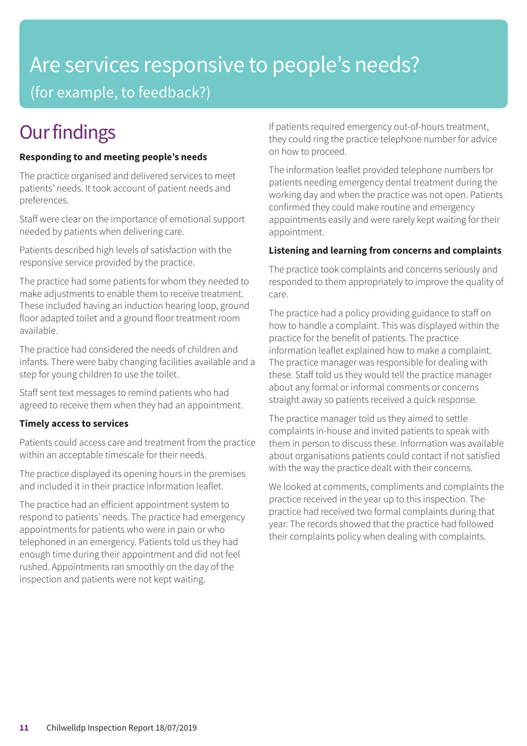# Are services responsive to people's needs?

(for example, to feedback?)

## Our findings

**Responding to and meeting people's needs**

The practice organised and delivered services to meet patients' needs. It took account of patient needs and preferences.

Staff were clear on the importance of emotional support needed by patients when delivering care.

Patients described high levels of satisfaction with the responsive service provided by the practice.

The practice had some patients for whom they needed to make adjustments to enable them to receive treatment. These included having an induction hearing loop, ground floor adapted toilet and a ground floor treatment room available.

The practice had considered the needs of children and infants. There were baby changing facilities available and a step for young children to use the toilet.

Staff sent text messages to remind patients who had agreed to receive them when they had an appointment.

**Timely access to services**

Patients could access care and treatment from the practice within an acceptable timescale for their needs.

The practice displayed its opening hours in the premises and included it in their practice information leaflet.

The practice had an efficient appointment system to respond to patients' needs. The practice had emergency appointments for patients who were in pain or who telephoned in an emergency. Patients told us they had enough time during their appointment and did not feel rushed. Appointments ran smoothly on the day of the inspection and patients were not kept waiting.

If patients required emergency out-of-hours treatment, they could ring the practice telephone number for advice on how to proceed.

The information leaflet provided telephone numbers for patients needing emergency dental treatment during the working day and when the practice was not open. Patients confirmed they could make routine and emergency appointments easily and were rarely kept waiting for their appointment.

**Listening and learning from concerns and complaints**

The practice took complaints and concerns seriously and responded to them appropriately to improve the quality of care.

The practice had a policy providing guidance to staff on how to handle a complaint. This was displayed within the practice for the benefit of patients. The practice information leaflet explained how to make a complaint. The practice manager was responsible for dealing with these. Staff told us they would tell the practice manager about any formal or informal comments or concerns straight away so patients received a quick response.

The practice manager told us they aimed to settle complaints in-house and invited patients to speak with them in person to discuss these. Information was available about organisations patients could contact if not satisfied with the way the practice dealt with their concerns.

We looked at comments, compliments and complaints the practice received in the year up to this inspection. The practice had received two formal complaints during that year. The records showed that the practice had followed their complaints policy when dealing with complaints.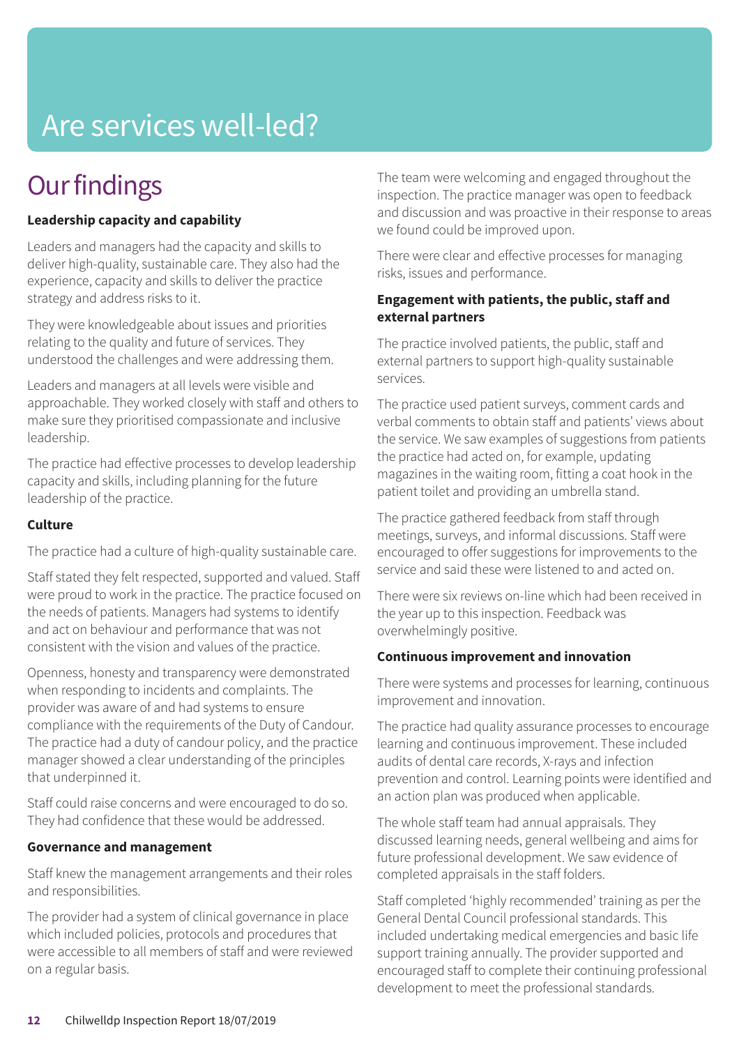# Are services well-led?

## Our findings

**Leadership capacity and capability**

Leaders and managers had the capacity and skills to deliver high-quality, sustainable care. They also had the experience, capacity and skills to deliver the practice strategy and address risks to it.

They were knowledgeable about issues and priorities relating to the quality and future of services. They understood the challenges and were addressing them.

Leaders and managers at all levels were visible and approachable. They worked closely with staff and others to make sure they prioritised compassionate and inclusive leadership.

The practice had effective processes to develop leadership capacity and skills, including planning for the future leadership of the practice.

**Culture**

The practice had a culture of high-quality sustainable care.

Staff stated they felt respected, supported and valued. Staff were proud to work in the practice. The practice focused on the needs of patients. Managers had systems to identify and act on behaviour and performance that was not consistent with the vision and values of the practice.

Openness, honesty and transparency were demonstrated when responding to incidents and complaints. The provider was aware of and had systems to ensure compliance with the requirements of the Duty of Candour. The practice had a duty of candour policy, and the practice manager showed a clear understanding of the principles that underpinned it.

Staff could raise concerns and were encouraged to do so. They had confidence that these would be addressed.

**Governance and management**

Staff knew the management arrangements and their roles and responsibilities.

The provider had a system of clinical governance in place which included policies, protocols and procedures that were accessible to all members of staff and were reviewed on a regular basis.

The team were welcoming and engaged throughout the inspection. The practice manager was open to feedback and discussion and was proactive in their response to areas we found could be improved upon.

There were clear and effective processes for managing risks, issues and performance.

**Engagement with patients, the public, staff and external partners**

The practice involved patients, the public, staff and external partners to support high-quality sustainable services.

The practice used patient surveys, comment cards and verbal comments to obtain staff and patients' views about the service. We saw examples of suggestions from patients the practice had acted on, for example, updating magazines in the waiting room, fitting a coat hook in the patient toilet and providing an umbrella stand.

The practice gathered feedback from staff through meetings, surveys, and informal discussions. Staff were encouraged to offer suggestions for improvements to the service and said these were listened to and acted on.

There were six reviews on-line which had been received in the year up to this inspection. Feedback was overwhelmingly positive.

**Continuous improvement and innovation**

There were systems and processes for learning, continuous improvement and innovation.

The practice had quality assurance processes to encourage learning and continuous improvement. These included audits of dental care records, X-rays and infection prevention and control. Learning points were identified and an action plan was produced when applicable.

The whole staff team had annual appraisals. They discussed learning needs, general wellbeing and aims for future professional development. We saw evidence of completed appraisals in the staff folders.

Staff completed 'highly recommended' training as per the General Dental Council professional standards. This included undertaking medical emergencies and basic life support training annually. The provider supported and encouraged staff to complete their continuing professional development to meet the professional standards.